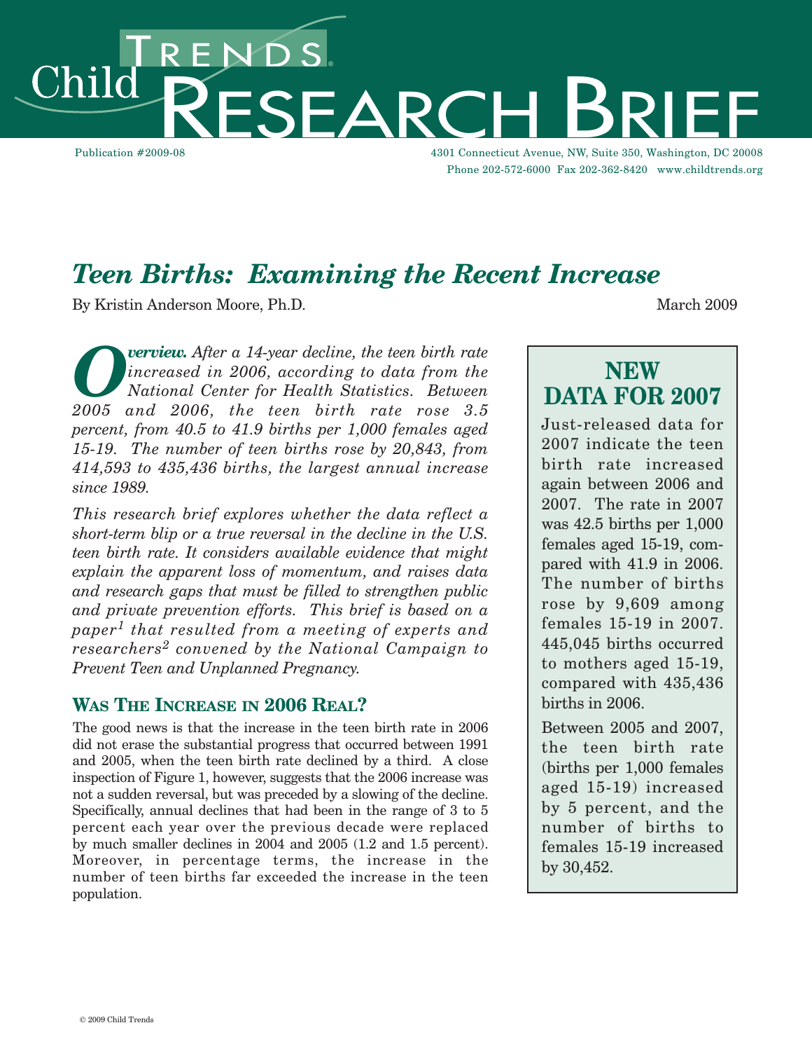# Child Trends Research Brief

Publication #2009-08

4301 Connecticut Avenue, NW, Suite 350, Washington, DC 20008
Phone 202-572-6000 Fax 202-362-8420 www.childtrends.org

## *Teen Births: Examining the Recent Increase*

By Kristin Anderson Moore, Ph.D.

March 2009

***Overview.*** *After a 14-year decline, the teen birth rate increased in 2006, according to data from the National Center for Health Statistics. Between 2005 and 2006, the teen birth rate rose 3.5 percent, from 40.5 to 41.9 births per 1,000 females aged 15-19. The number of teen births rose by 20,843, from 414,593 to 435,436 births, the largest annual increase since 1989.*

*This research brief explores whether the data reflect a short-term blip or a true reversal in the decline in the U.S. teen birth rate. It considers available evidence that might explain the apparent loss of momentum, and raises data and research gaps that must be filled to strengthen public and private prevention efforts. This brief is based on a paper[1] that resulted from a meeting of experts and researchers[2] convened by the National Campaign to Prevent Teen and Unplanned Pregnancy.*

### Was The Increase in 2006 Real?

The good news is that the increase in the teen birth rate in 2006 did not erase the substantial progress that occurred between 1991 and 2005, when the teen birth rate declined by a third. A close inspection of Figure 1, however, suggests that the 2006 increase was not a sudden reversal, but was preceded by a slowing of the decline. Specifically, annual declines that had been in the range of 3 to 5 percent each year over the previous decade were replaced by much smaller declines in 2004 and 2005 (1.2 and 1.5 percent). Moreover, in percentage terms, the increase in the number of teen births far exceeded the increase in the teen population.

### NEW DATA FOR 2007

Just-released data for 2007 indicate the teen birth rate increased again between 2006 and 2007. The rate in 2007 was 42.5 births per 1,000 females aged 15-19, compared with 41.9 in 2006. The number of births rose by 9,609 among females 15-19 in 2007. 445,045 births occurred to mothers aged 15-19, compared with 435,436 births in 2006.

Between 2005 and 2007, the teen birth rate (births per 1,000 females aged 15-19) increased by 5 percent, and the number of births to females 15-19 increased by 30,452.

© 2009 Child Trends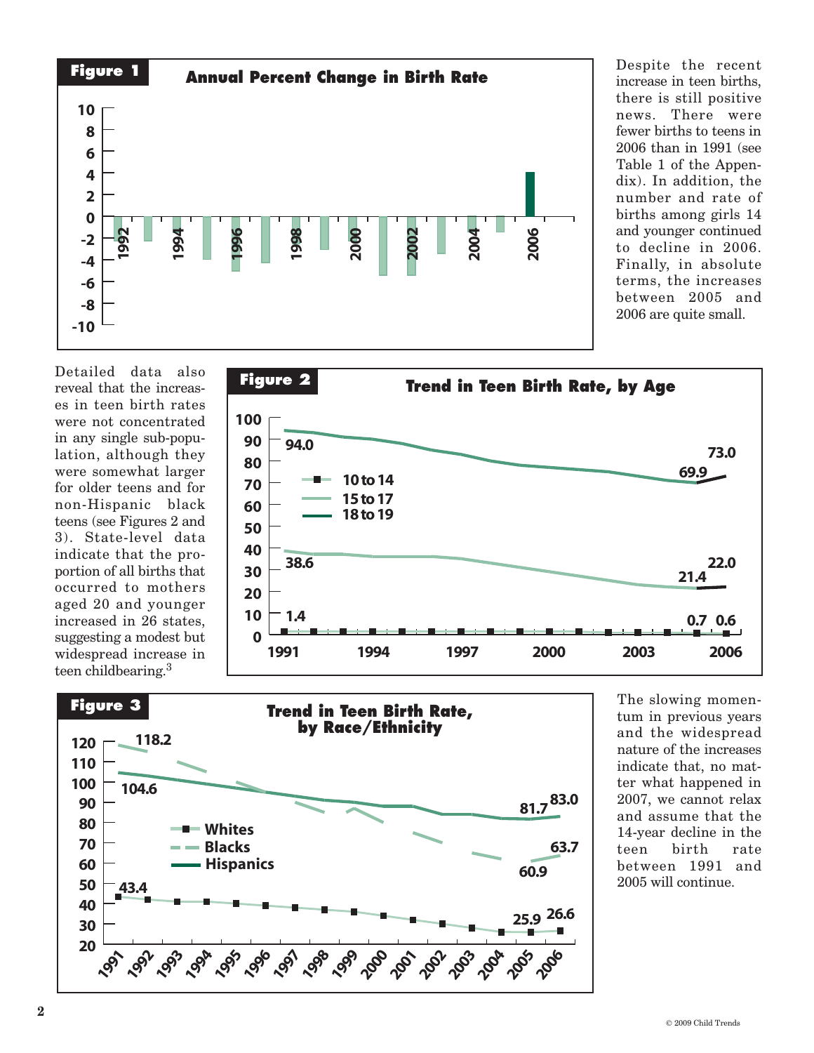**Figure 1**

**Annual Percent Change in Birth Rate**

Despite the recent increase in teen births, there is still positive news. There were fewer births to teens in 2006 than in 1991 (see Table 1 of the Appendix). In addition, the number and rate of births among girls 14 and younger continued to decline in 2006. Finally, in absolute terms, the increases between 2005 and 2006 are quite small.

Detailed data also reveal that the increases in teen birth rates were not concentrated in any single sub-population, although they were somewhat larger for older teens and for non-Hispanic black teens (see Figures 2 and 3). State-level data indicate that the proportion of all births that occurred to mothers aged 20 and younger increased in 26 states, suggesting a modest but widespread increase in teen childbearing.[3]

**Figure 2**

**Trend in Teen Birth Rate, by Age**

**Figure 3**

**Trend in Teen Birth Rate, by Race/Ethnicity**

The slowing momentum in previous years and the widespread nature of the increases indicate that, no matter what happened in 2007, we cannot relax and assume that the 14-year decline in the teen birth rate between 1991 and 2005 will continue.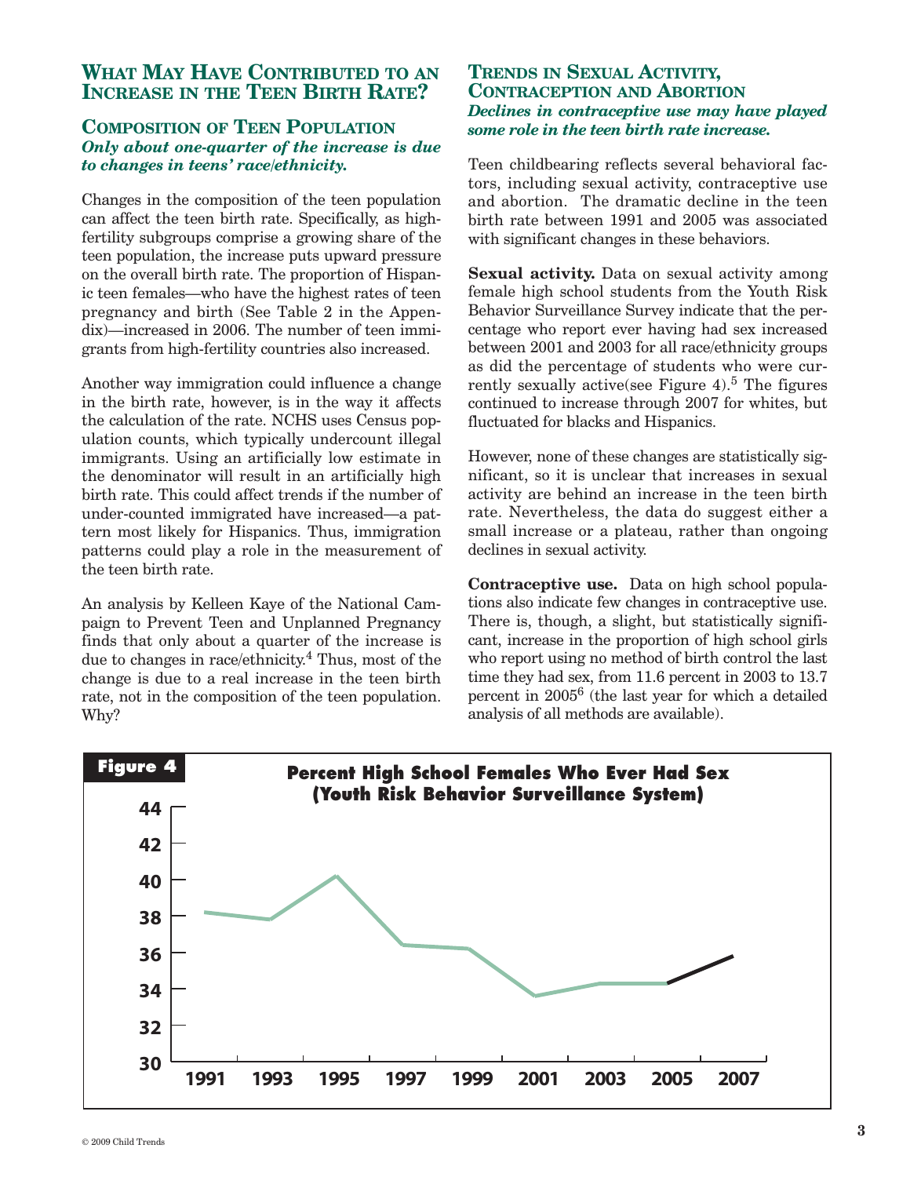## What May Have Contributed to an Increase in the Teen Birth Rate?

### Composition of Teen Population

***Only about one-quarter of the increase is due to changes in teens' race/ethnicity.***

Changes in the composition of the teen population can affect the teen birth rate. Specifically, as high-fertility subgroups comprise a growing share of the teen population, the increase puts upward pressure on the overall birth rate. The proportion of Hispanic teen females—who have the highest rates of teen pregnancy and birth (See Table 2 in the Appendix)—increased in 2006. The number of teen immigrants from high-fertility countries also increased.

Another way immigration could influence a change in the birth rate, however, is in the way it affects the calculation of the rate. NCHS uses Census population counts, which typically undercount illegal immigrants. Using an artificially low estimate in the denominator will result in an artificially high birth rate. This could affect trends if the number of under-counted immigrated have increased—a pattern most likely for Hispanics. Thus, immigration patterns could play a role in the measurement of the teen birth rate.

An analysis by Kelleen Kaye of the National Campaign to Prevent Teen and Unplanned Pregnancy finds that only about a quarter of the increase is due to changes in race/ethnicity.[4] Thus, most of the change is due to a real increase in the teen birth rate, not in the composition of the teen population. Why?

### Trends in Sexual Activity, Contraception and Abortion

***Declines in contraceptive use may have played some role in the teen birth rate increase.***

Teen childbearing reflects several behavioral factors, including sexual activity, contraceptive use and abortion. The dramatic decline in the teen birth rate between 1991 and 2005 was associated with significant changes in these behaviors.

**Sexual activity.** Data on sexual activity among female high school students from the Youth Risk Behavior Surveillance Survey indicate that the percentage who report ever having had sex increased between 2001 and 2003 for all race/ethnicity groups as did the percentage of students who were currently sexually active(see Figure 4).[5] The figures continued to increase through 2007 for whites, but fluctuated for blacks and Hispanics.

However, none of these changes are statistically significant, so it is unclear that increases in sexual activity are behind an increase in the teen birth rate. Nevertheless, the data do suggest either a small increase or a plateau, rather than ongoing declines in sexual activity.

**Contraceptive use.** Data on high school populations also indicate few changes in contraceptive use. There is, though, a slight, but statistically significant, increase in the proportion of high school girls who report using no method of birth control the last time they had sex, from 11.6 percent in 2003 to 13.7 percent in 2005[6] (the last year for which a detailed analysis of all methods are available).

**Figure 4** Percent High School Females Who Ever Had Sex (Youth Risk Behavior Surveillance System)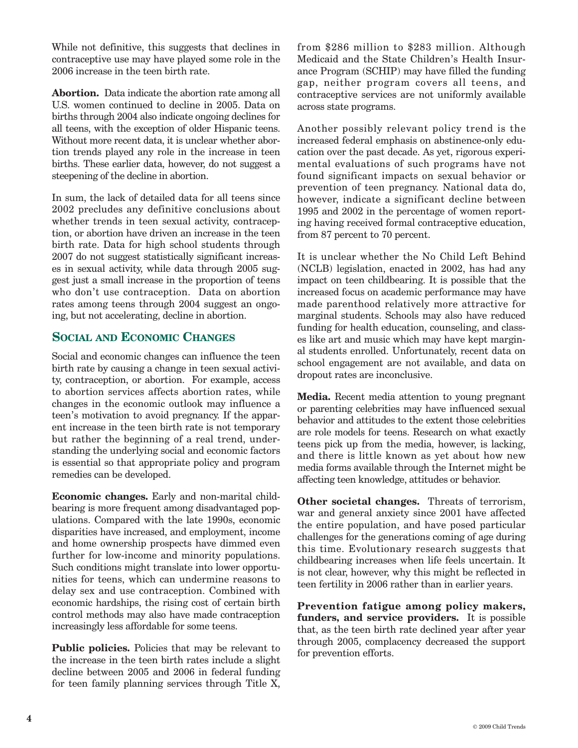While not definitive, this suggests that declines in contraceptive use may have played some role in the 2006 increase in the teen birth rate.

**Abortion.** Data indicate the abortion rate among all U.S. women continued to decline in 2005. Data on births through 2004 also indicate ongoing declines for all teens, with the exception of older Hispanic teens. Without more recent data, it is unclear whether abortion trends played any role in the increase in teen births. These earlier data, however, do not suggest a steepening of the decline in abortion.

In sum, the lack of detailed data for all teens since 2002 precludes any definitive conclusions about whether trends in teen sexual activity, contraception, or abortion have driven an increase in the teen birth rate. Data for high school students through 2007 do not suggest statistically significant increases in sexual activity, while data through 2005 suggest just a small increase in the proportion of teens who don't use contraception. Data on abortion rates among teens through 2004 suggest an ongoing, but not accelerating, decline in abortion.

## Social and Economic Changes

Social and economic changes can influence the teen birth rate by causing a change in teen sexual activity, contraception, or abortion. For example, access to abortion services affects abortion rates, while changes in the economic outlook may influence a teen's motivation to avoid pregnancy. If the apparent increase in the teen birth rate is not temporary but rather the beginning of a real trend, understanding the underlying social and economic factors is essential so that appropriate policy and program remedies can be developed.

**Economic changes.** Early and non-marital childbearing is more frequent among disadvantaged populations. Compared with the late 1990s, economic disparities have increased, and employment, income and home ownership prospects have dimmed even further for low-income and minority populations. Such conditions might translate into lower opportunities for teens, which can undermine reasons to delay sex and use contraception. Combined with economic hardships, the rising cost of certain birth control methods may also have made contraception increasingly less affordable for some teens.

**Public policies.** Policies that may be relevant to the increase in the teen birth rates include a slight decline between 2005 and 2006 in federal funding for teen family planning services through Title X, from $286 million to $283 million. Although Medicaid and the State Children's Health Insurance Program (SCHIP) may have filled the funding gap, neither program covers all teens, and contraceptive services are not uniformly available across state programs.

Another possibly relevant policy trend is the increased federal emphasis on abstinence-only education over the past decade. As yet, rigorous experimental evaluations of such programs have not found significant impacts on sexual behavior or prevention of teen pregnancy. National data do, however, indicate a significant decline between 1995 and 2002 in the percentage of women reporting having received formal contraceptive education, from 87 percent to 70 percent.

It is unclear whether the No Child Left Behind (NCLB) legislation, enacted in 2002, has had any impact on teen childbearing. It is possible that the increased focus on academic performance may have made parenthood relatively more attractive for marginal students. Schools may also have reduced funding for health education, counseling, and classes like art and music which may have kept marginal students enrolled. Unfortunately, recent data on school engagement are not available, and data on dropout rates are inconclusive.

**Media.** Recent media attention to young pregnant or parenting celebrities may have influenced sexual behavior and attitudes to the extent those celebrities are role models for teens. Research on what exactly teens pick up from the media, however, is lacking, and there is little known as yet about how new media forms available through the Internet might be affecting teen knowledge, attitudes or behavior.

**Other societal changes.** Threats of terrorism, war and general anxiety since 2001 have affected the entire population, and have posed particular challenges for the generations coming of age during this time. Evolutionary research suggests that childbearing increases when life feels uncertain. It is not clear, however, why this might be reflected in teen fertility in 2006 rather than in earlier years.

**Prevention fatigue among policy makers, funders, and service providers.** It is possible that, as the teen birth rate declined year after year through 2005, complacency decreased the support for prevention efforts.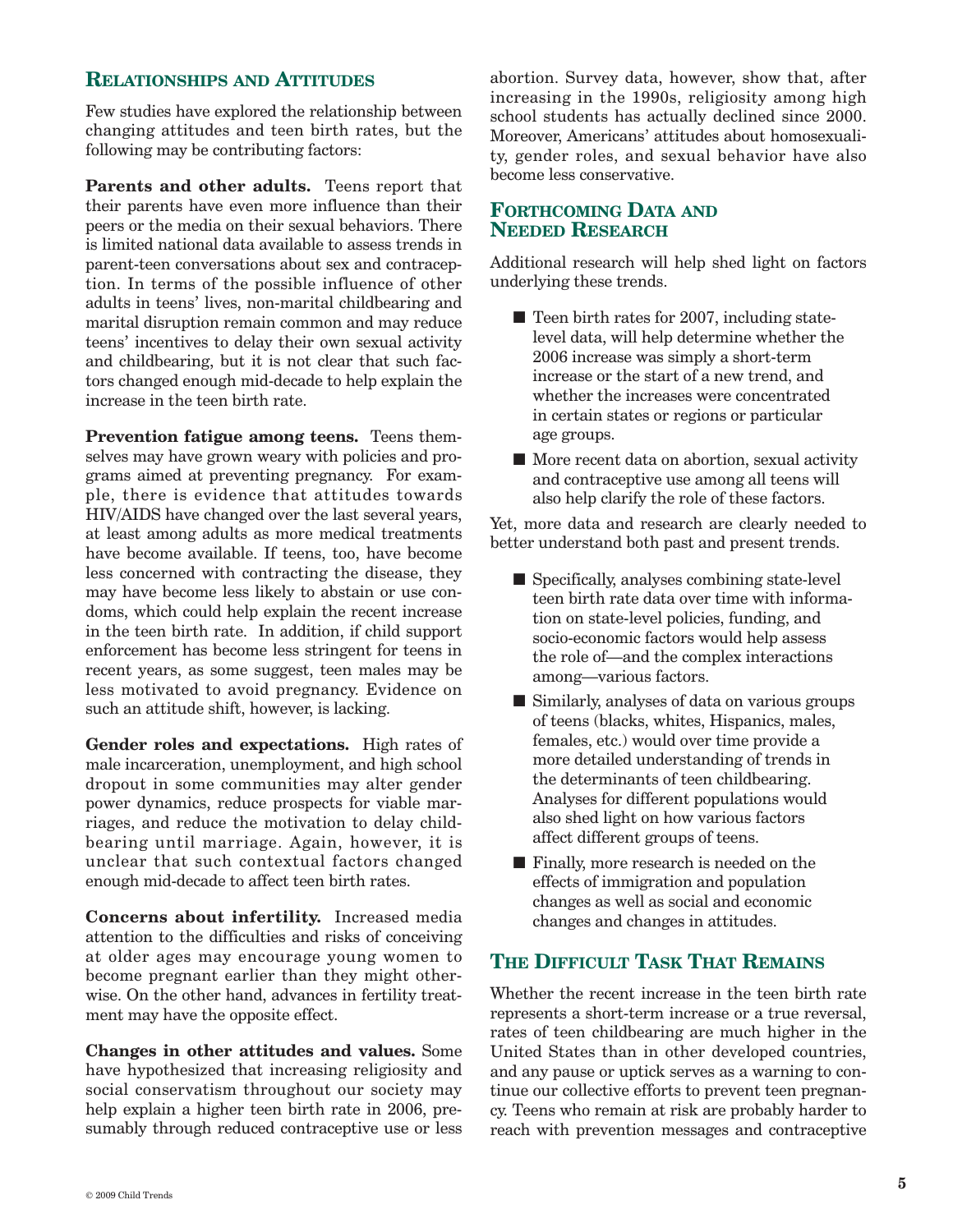## Relationships and Attitudes

Few studies have explored the relationship between changing attitudes and teen birth rates, but the following may be contributing factors:

**Parents and other adults.** Teens report that their parents have even more influence than their peers or the media on their sexual behaviors. There is limited national data available to assess trends in parent-teen conversations about sex and contraception. In terms of the possible influence of other adults in teens' lives, non-marital childbearing and marital disruption remain common and may reduce teens' incentives to delay their own sexual activity and childbearing, but it is not clear that such factors changed enough mid-decade to help explain the increase in the teen birth rate.

**Prevention fatigue among teens.** Teens themselves may have grown weary with policies and programs aimed at preventing pregnancy. For example, there is evidence that attitudes towards HIV/AIDS have changed over the last several years, at least among adults as more medical treatments have become available. If teens, too, have become less concerned with contracting the disease, they may have become less likely to abstain or use condoms, which could help explain the recent increase in the teen birth rate. In addition, if child support enforcement has become less stringent for teens in recent years, as some suggest, teen males may be less motivated to avoid pregnancy. Evidence on such an attitude shift, however, is lacking.

**Gender roles and expectations.** High rates of male incarceration, unemployment, and high school dropout in some communities may alter gender power dynamics, reduce prospects for viable marriages, and reduce the motivation to delay childbearing until marriage. Again, however, it is unclear that such contextual factors changed enough mid-decade to affect teen birth rates.

**Concerns about infertility.** Increased media attention to the difficulties and risks of conceiving at older ages may encourage young women to become pregnant earlier than they might otherwise. On the other hand, advances in fertility treatment may have the opposite effect.

**Changes in other attitudes and values.** Some have hypothesized that increasing religiosity and social conservatism throughout our society may help explain a higher teen birth rate in 2006, presumably through reduced contraceptive use or less abortion. Survey data, however, show that, after increasing in the 1990s, religiosity among high school students has actually declined since 2000. Moreover, Americans' attitudes about homosexuality, gender roles, and sexual behavior have also become less conservative.

## Forthcoming Data and Needed Research

Additional research will help shed light on factors underlying these trends.

- Teen birth rates for 2007, including state-level data, will help determine whether the 2006 increase was simply a short-term increase or the start of a new trend, and whether the increases were concentrated in certain states or regions or particular age groups.
- More recent data on abortion, sexual activity and contraceptive use among all teens will also help clarify the role of these factors.

Yet, more data and research are clearly needed to better understand both past and present trends.

- Specifically, analyses combining state-level teen birth rate data over time with information on state-level policies, funding, and socio-economic factors would help assess the role of—and the complex interactions among—various factors.
- Similarly, analyses of data on various groups of teens (blacks, whites, Hispanics, males, females, etc.) would over time provide a more detailed understanding of trends in the determinants of teen childbearing. Analyses for different populations would also shed light on how various factors affect different groups of teens.
- Finally, more research is needed on the effects of immigration and population changes as well as social and economic changes and changes in attitudes.

## The Difficult Task That Remains

Whether the recent increase in the teen birth rate represents a short-term increase or a true reversal, rates of teen childbearing are much higher in the United States than in other developed countries, and any pause or uptick serves as a warning to continue our collective efforts to prevent teen pregnancy. Teens who remain at risk are probably harder to reach with prevention messages and contraceptive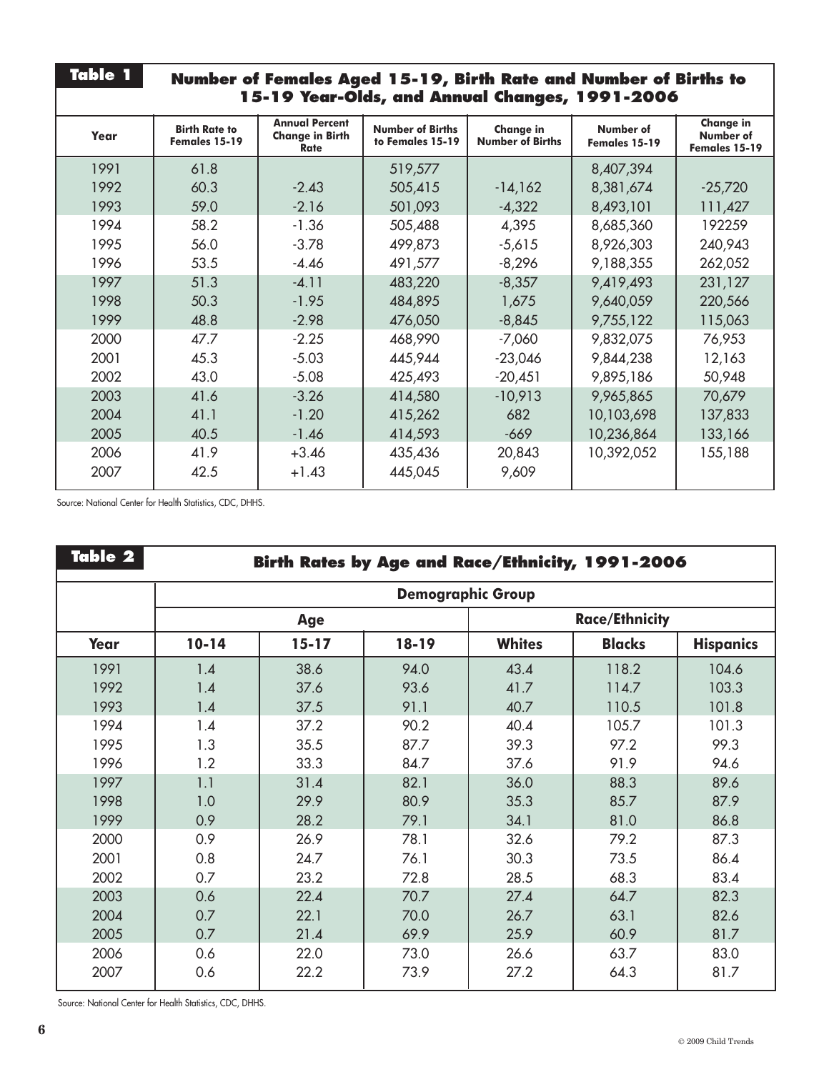## Table 1 Number of Females Aged 15-19, Birth Rate and Number of Births to 15-19 Year-Olds, and Annual Changes, 1991-2006

| Year | Birth Rate to Females 15-19 | Annual Percent Change in Birth Rate | Number of Births to Females 15-19 | Change in Number of Births | Number of Females 15-19 | Change in Number of Females 15-19 |
|---|---|---|---|---|---|---|
| 1991 | 61.8 | | 519,577 | | 8,407,394 | |
| 1992 | 60.3 | -2.43 | 505,415 | -14,162 | 8,381,674 | -25,720 |
| 1993 | 59.0 | -2.16 | 501,093 | -4,322 | 8,493,101 | 111,427 |
| 1994 | 58.2 | -1.36 | 505,488 | 4,395 | 8,685,360 | 192259 |
| 1995 | 56.0 | -3.78 | 499,873 | -5,615 | 8,926,303 | 240,943 |
| 1996 | 53.5 | -4.46 | 491,577 | -8,296 | 9,188,355 | 262,052 |
| 1997 | 51.3 | -4.11 | 483,220 | -8,357 | 9,419,493 | 231,127 |
| 1998 | 50.3 | -1.95 | 484,895 | 1,675 | 9,640,059 | 220,566 |
| 1999 | 48.8 | -2.98 | 476,050 | -8,845 | 9,755,122 | 115,063 |
| 2000 | 47.7 | -2.25 | 468,990 | -7,060 | 9,832,075 | 76,953 |
| 2001 | 45.3 | -5.03 | 445,944 | -23,046 | 9,844,238 | 12,163 |
| 2002 | 43.0 | -5.08 | 425,493 | -20,451 | 9,895,186 | 50,948 |
| 2003 | 41.6 | -3.26 | 414,580 | -10,913 | 9,965,865 | 70,679 |
| 2004 | 41.1 | -1.20 | 415,262 | 682 | 10,103,698 | 137,833 |
| 2005 | 40.5 | -1.46 | 414,593 | -669 | 10,236,864 | 133,166 |
| 2006 | 41.9 | +3.46 | 435,436 | 20,843 | 10,392,052 | 155,188 |
| 2007 | 42.5 | +1.43 | 445,045 | 9,609 | | |

Source: National Center for Health Statistics, CDC, DHHS.

## Table 2 Birth Rates by Age and Race/Ethnicity, 1991-2006

| | Demographic Group | | | | | |
|---|---|---|---|---|---|---|
| | Age | | | Race/Ethnicity | | |
| Year | 10-14 | 15-17 | 18-19 | Whites | Blacks | Hispanics |
| 1991 | 1.4 | 38.6 | 94.0 | 43.4 | 118.2 | 104.6 |
| 1992 | 1.4 | 37.6 | 93.6 | 41.7 | 114.7 | 103.3 |
| 1993 | 1.4 | 37.5 | 91.1 | 40.7 | 110.5 | 101.8 |
| 1994 | 1.4 | 37.2 | 90.2 | 40.4 | 105.7 | 101.3 |
| 1995 | 1.3 | 35.5 | 87.7 | 39.3 | 97.2 | 99.3 |
| 1996 | 1.2 | 33.3 | 84.7 | 37.6 | 91.9 | 94.6 |
| 1997 | 1.1 | 31.4 | 82.1 | 36.0 | 88.3 | 89.6 |
| 1998 | 1.0 | 29.9 | 80.9 | 35.3 | 85.7 | 87.9 |
| 1999 | 0.9 | 28.2 | 79.1 | 34.1 | 81.0 | 86.8 |
| 2000 | 0.9 | 26.9 | 78.1 | 32.6 | 79.2 | 87.3 |
| 2001 | 0.8 | 24.7 | 76.1 | 30.3 | 73.5 | 86.4 |
| 2002 | 0.7 | 23.2 | 72.8 | 28.5 | 68.3 | 83.4 |
| 2003 | 0.6 | 22.4 | 70.7 | 27.4 | 64.7 | 82.3 |
| 2004 | 0.7 | 22.1 | 70.0 | 26.7 | 63.1 | 82.6 |
| 2005 | 0.7 | 21.4 | 69.9 | 25.9 | 60.9 | 81.7 |
| 2006 | 0.6 | 22.0 | 73.0 | 26.6 | 63.7 | 83.0 |
| 2007 | 0.6 | 22.2 | 73.9 | 27.2 | 64.3 | 81.7 |

Source: National Center for Health Statistics, CDC, DHHS.

© 2009 Child Trends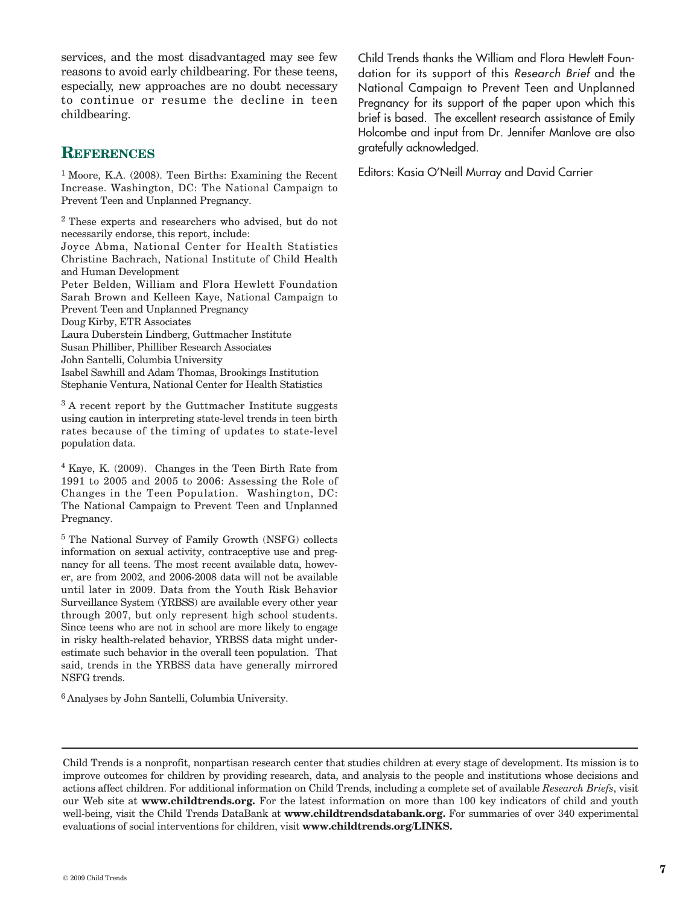services, and the most disadvantaged may see few reasons to avoid early childbearing. For these teens, especially, new approaches are no doubt necessary to continue or resume the decline in teen childbearing.

## References

[1] Moore, K.A. (2008). Teen Births: Examining the Recent Increase. Washington, DC: The National Campaign to Prevent Teen and Unplanned Pregnancy.

[2] These experts and researchers who advised, but do not necessarily endorse, this report, include:
Joyce Abma, National Center for Health Statistics
Christine Bachrach, National Institute of Child Health and Human Development
Peter Belden, William and Flora Hewlett Foundation
Sarah Brown and Kelleen Kaye, National Campaign to Prevent Teen and Unplanned Pregnancy
Doug Kirby, ETR Associates
Laura Duberstein Lindberg, Guttmacher Institute
Susan Philliber, Philliber Research Associates
John Santelli, Columbia University
Isabel Sawhill and Adam Thomas, Brookings Institution
Stephanie Ventura, National Center for Health Statistics

[3] A recent report by the Guttmacher Institute suggests using caution in interpreting state-level trends in teen birth rates because of the timing of updates to state-level population data.

[4] Kaye, K. (2009). Changes in the Teen Birth Rate from 1991 to 2005 and 2005 to 2006: Assessing the Role of Changes in the Teen Population. Washington, DC: The National Campaign to Prevent Teen and Unplanned Pregnancy.

[5] The National Survey of Family Growth (NSFG) collects information on sexual activity, contraceptive use and pregnancy for all teens. The most recent available data, however, are from 2002, and 2006-2008 data will not be available until later in 2009. Data from the Youth Risk Behavior Surveillance System (YRBSS) are available every other year through 2007, but only represent high school students. Since teens who are not in school are more likely to engage in risky health-related behavior, YRBSS data might underestimate such behavior in the overall teen population. That said, trends in the YRBSS data have generally mirrored NSFG trends.

[6] Analyses by John Santelli, Columbia University.

Child Trends thanks the William and Flora Hewlett Foundation for its support of this *Research Brief* and the National Campaign to Prevent Teen and Unplanned Pregnancy for its support of the paper upon which this brief is based. The excellent research assistance of Emily Holcombe and input from Dr. Jennifer Manlove are also gratefully acknowledged.

Editors: Kasia O'Neill Murray and David Carrier

---

Child Trends is a nonprofit, nonpartisan research center that studies children at every stage of development. Its mission is to improve outcomes for children by providing research, data, and analysis to the people and institutions whose decisions and actions affect children. For additional information on Child Trends, including a complete set of available *Research Briefs*, visit our Web site at **www.childtrends.org.** For the latest information on more than 100 key indicators of child and youth well-being, visit the Child Trends DataBank at **www.childtrendsdatabank.org.** For summaries of over 340 experimental evaluations of social interventions for children, visit **www.childtrends.org/LINKS.**

© 2009 Child Trends